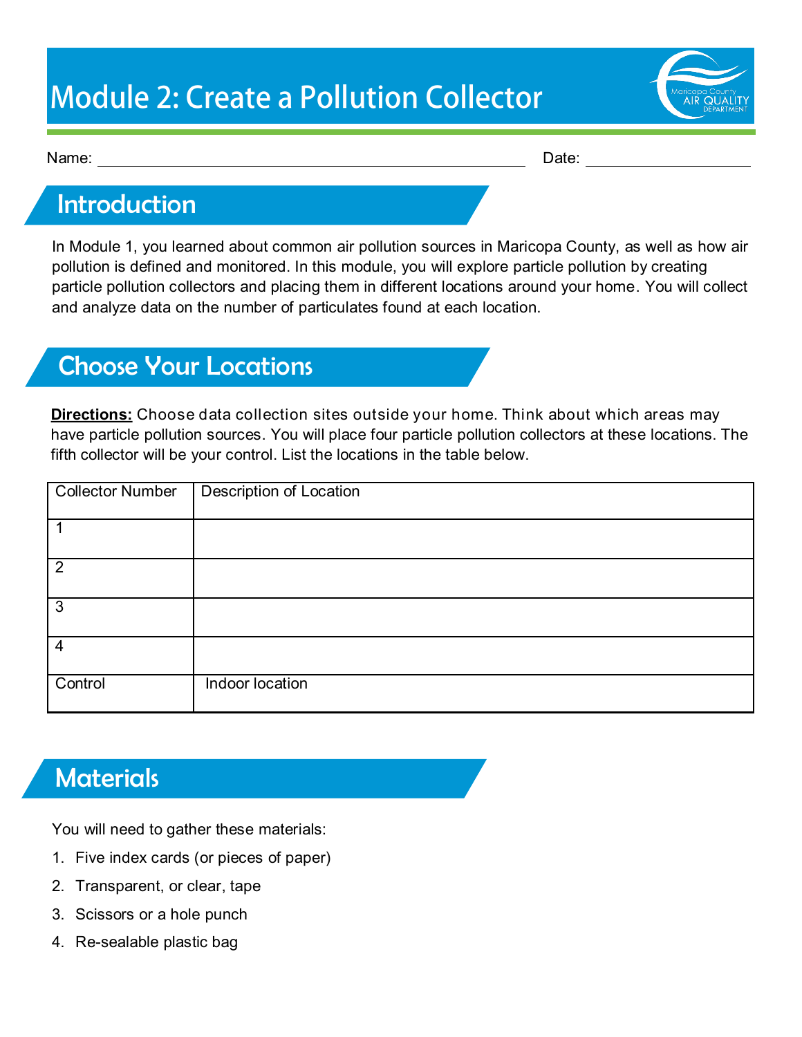# Module 2: Create a Pollution Collector

Name: \_\_\_\_\_\_\_\_\_\_\_\_\_\_\_\_\_\_\_\_\_\_\_\_\_\_\_\_\_\_\_\_\_\_\_\_\_\_\_\_ Date: \_\_\_\_\_\_\_\_\_\_\_\_\_\_\_\_\_\_\_\_

## Introduction

In Module 1, you learned about common air pollution sources in Maricopa County, as well as how air pollution is defined and monitored. In this module, you will explore particle pollution by creating particle pollution collectors and placing them in different locations around your home. You will collect and analyze data on the number of particulates found at each location.

## Choose Your Locations

**Directions:** Choose data collection sites outside your home. Think about which areas may have particle pollution sources. You will place four particle pollution collectors at these locations. The fifth collector will be your control. List the locations in the table below.

| Collector Number | Description of Location |
| --- | --- |
| 1 | |
| 2 | |
| 3 | |
| 4 | |
| Control | Indoor location |

## Materials

You will need to gather these materials:

1. Five index cards (or pieces of paper)
2. Transparent, or clear, tape
3. Scissors or a hole punch
4. Re-sealable plastic bag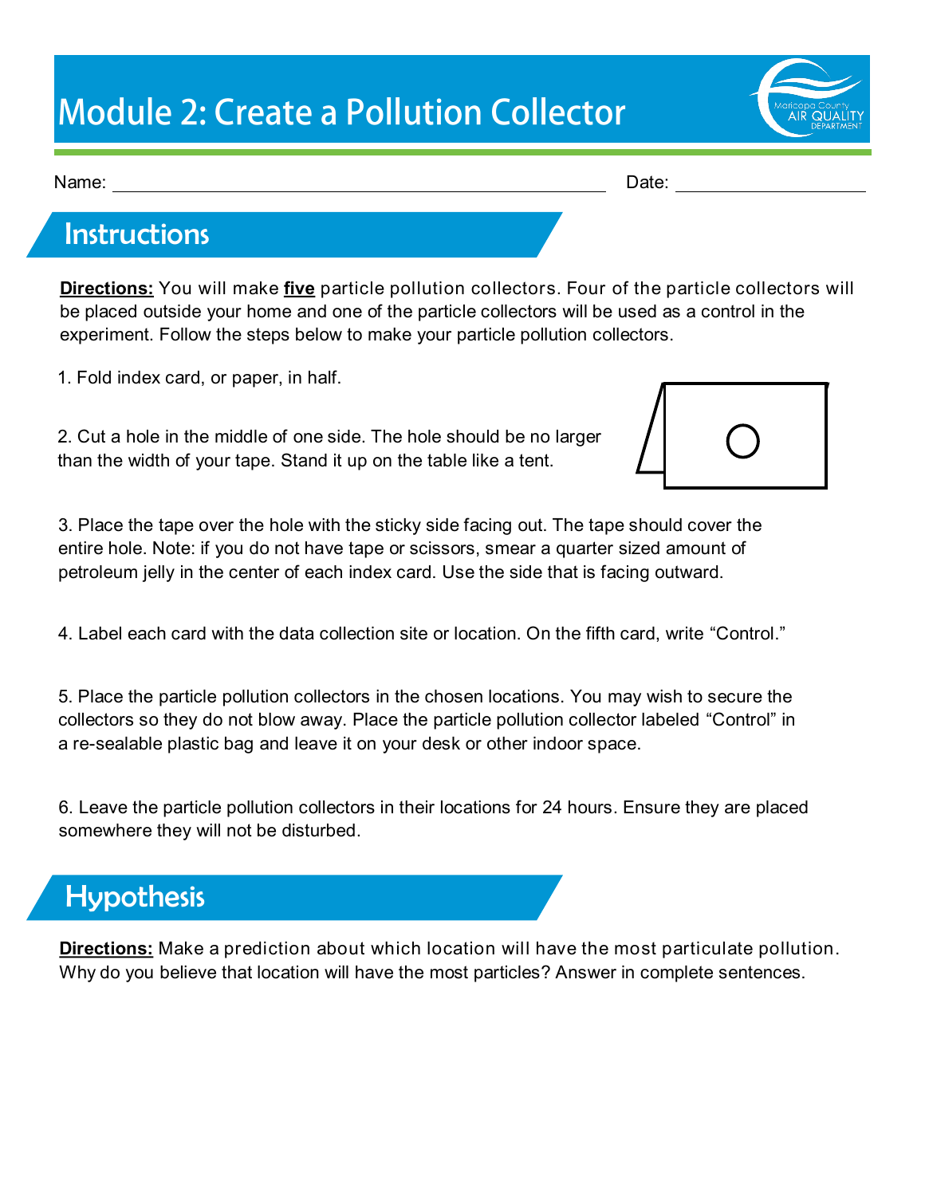# Module 2: Create a Pollution Collector

Name: ______________________________ Date: ______________

## Instructions

**<u>Directions:</u>** You will make **<u>five</u>** particle pollution collectors. Four of the particle collectors will be placed outside your home and one of the particle collectors will be used as a control in the experiment. Follow the steps below to make your particle pollution collectors.

1. Fold index card, or paper, in half.

2. Cut a hole in the middle of one side. The hole should be no larger than the width of your tape. Stand it up on the table like a tent.

3. Place the tape over the hole with the sticky side facing out. The tape should cover the entire hole. Note: if you do not have tape or scissors, smear a quarter sized amount of petroleum jelly in the center of each index card. Use the side that is facing outward.

4. Label each card with the data collection site or location. On the fifth card, write "Control."

5. Place the particle pollution collectors in the chosen locations. You may wish to secure the collectors so they do not blow away. Place the particle pollution collector labeled "Control" in a re-sealable plastic bag and leave it on your desk or other indoor space.

6. Leave the particle pollution collectors in their locations for 24 hours. Ensure they are placed somewhere they will not be disturbed.

## Hypothesis

**<u>Directions:</u>** Make a prediction about which location will have the most particulate pollution. Why do you believe that location will have the most particles? Answer in complete sentences.